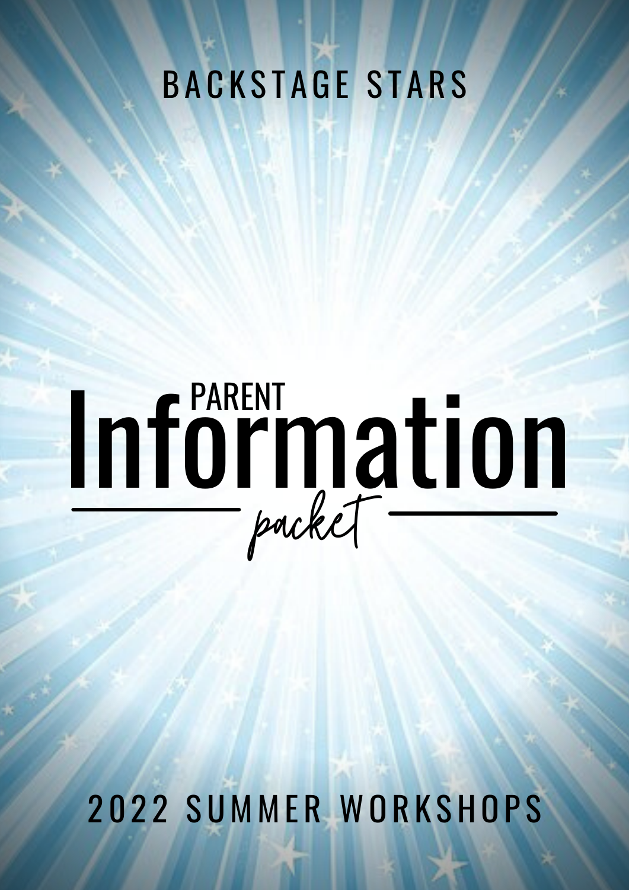BACKSTAGE STARS

# PARENT Information *packet*

2022 SUMMER WORKSHOPS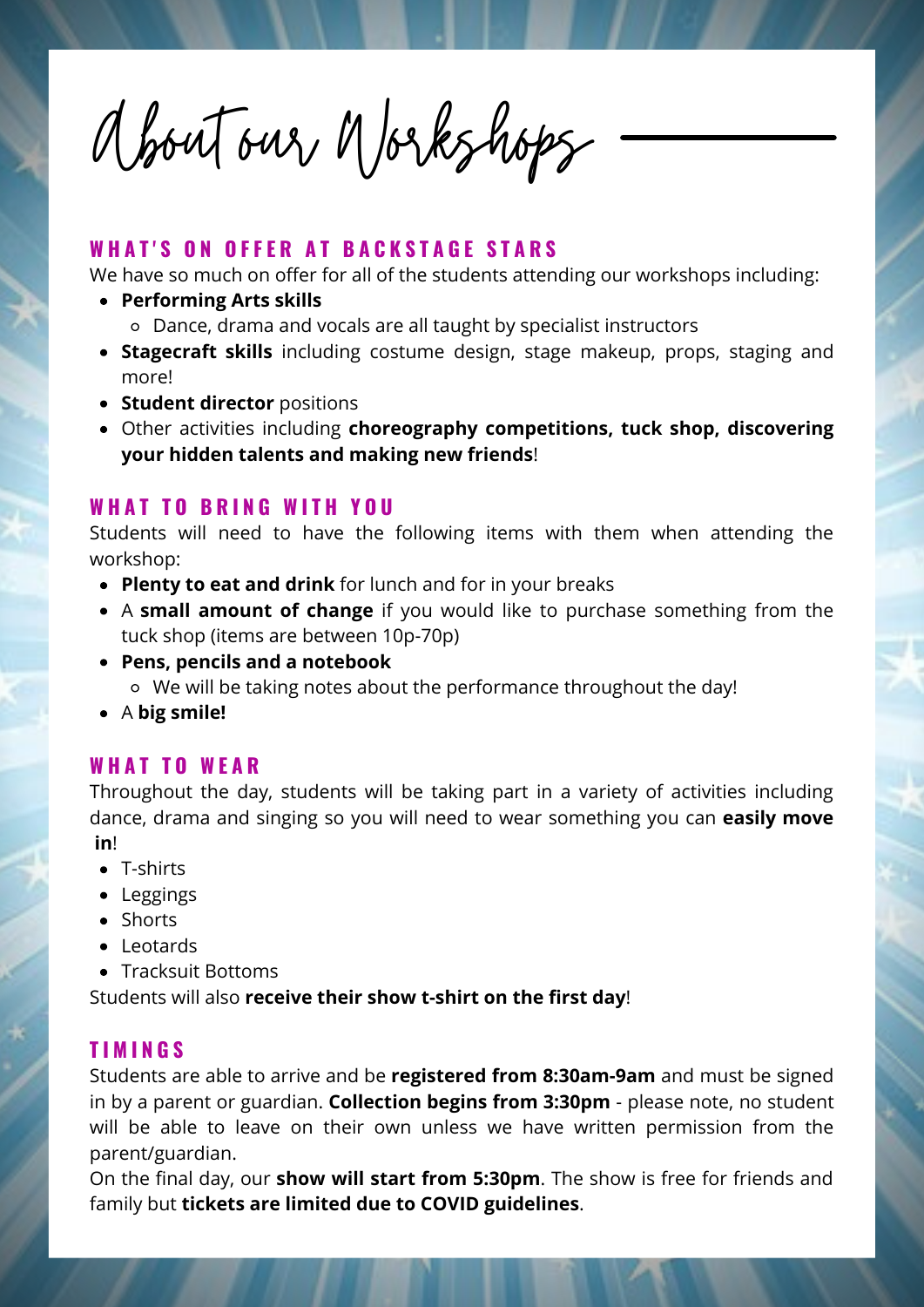# About our Workshops

## WHAT'S ON OFFER AT BACKSTAGE STARS

We have so much on offer for all of the students attending our workshops including:

- **Performing Arts skills**
  - Dance, drama and vocals are all taught by specialist instructors
- **Stagecraft skills** including costume design, stage makeup, props, staging and more!
- **Student director** positions
- Other activities including **choreography competitions, tuck shop, discovering your hidden talents and making new friends**!

## WHAT TO BRING WITH YOU

Students will need to have the following items with them when attending the workshop:

- **Plenty to eat and drink** for lunch and for in your breaks
- A **small amount of change** if you would like to purchase something from the tuck shop (items are between 10p-70p)
- **Pens, pencils and a notebook**
  - We will be taking notes about the performance throughout the day!
- A **big smile!**

## WHAT TO WEAR

Throughout the day, students will be taking part in a variety of activities including dance, drama and singing so you will need to wear something you can **easily move in**!

- T-shirts
- Leggings
- Shorts
- Leotards
- Tracksuit Bottoms

Students will also **receive their show t-shirt on the first day**!

## TIMINGS

Students are able to arrive and be **registered from 8:30am-9am** and must be signed in by a parent or guardian. **Collection begins from 3:30pm** - please note, no student will be able to leave on their own unless we have written permission from the parent/guardian.

On the final day, our **show will start from 5:30pm**. The show is free for friends and family but **tickets are limited due to COVID guidelines**.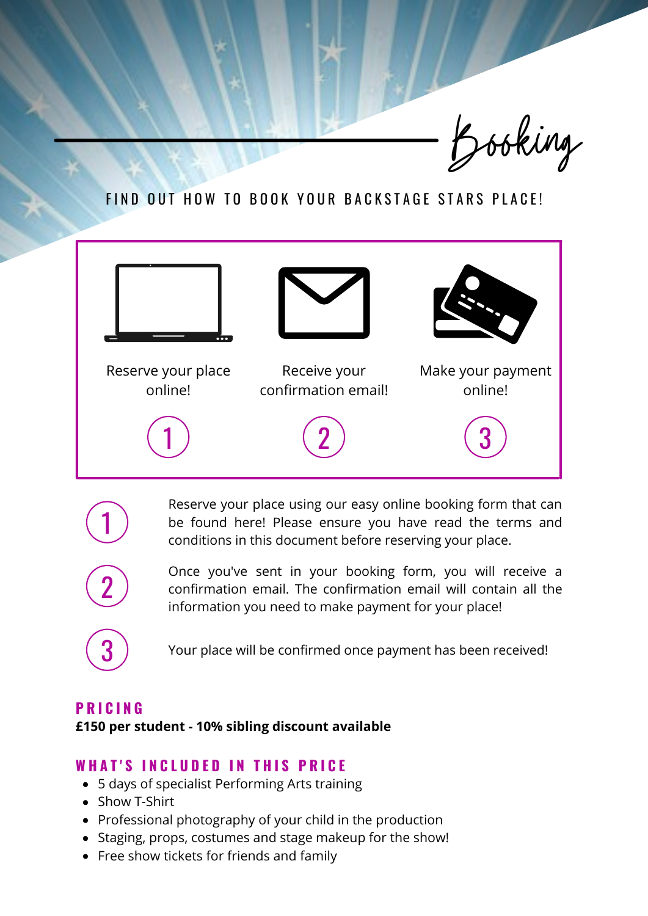# Booking

FIND OUT HOW TO BOOK YOUR BACKSTAGE STARS PLACE!

| Reserve your place online! | Receive your confirmation email! | Make your payment online! |
|---|---|---|
| 1 | 2 | 3 |

1. Reserve your place using our easy online booking form that can be found here! Please ensure you have read the terms and conditions in this document before reserving your place.

2. Once you've sent in your booking form, you will receive a confirmation email. The confirmation email will contain all the information you need to make payment for your place!

3. Your place will be confirmed once payment has been received!

## PRICING

**£150 per student - 10% sibling discount available**

## WHAT'S INCLUDED IN THIS PRICE

- 5 days of specialist Performing Arts training
- Show T-Shirt
- Professional photography of your child in the production
- Staging, props, costumes and stage makeup for the show!
- Free show tickets for friends and family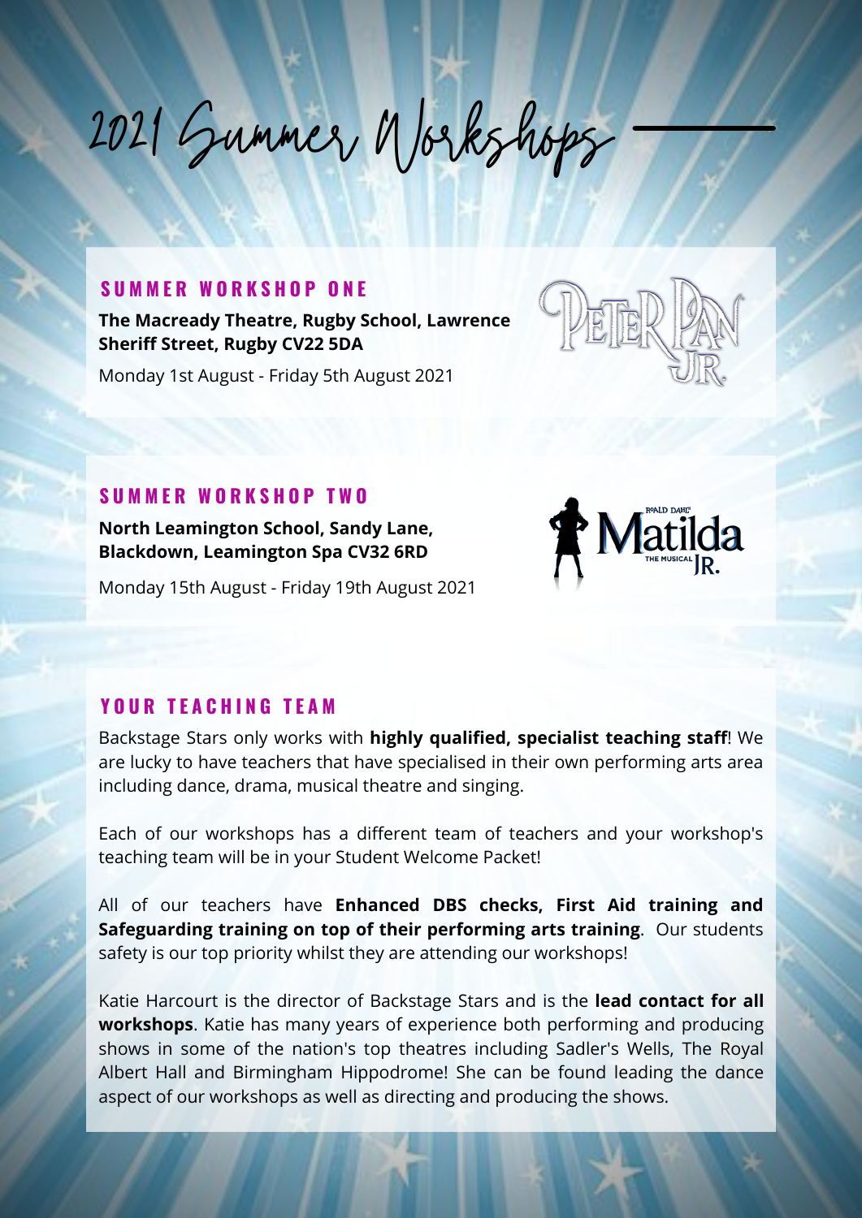# 2021 Summer Workshops

## SUMMER WORKSHOP ONE

**The Macready Theatre, Rugby School, Lawrence Sheriff Street, Rugby CV22 5DA**

Monday 1st August - Friday 5th August 2021

## SUMMER WORKSHOP TWO

**North Leamington School, Sandy Lane, Blackdown, Leamington Spa CV32 6RD**

Monday 15th August - Friday 19th August 2021

## YOUR TEACHING TEAM

Backstage Stars only works with **highly qualified, specialist teaching staff**! We are lucky to have teachers that have specialised in their own performing arts area including dance, drama, musical theatre and singing.

Each of our workshops has a different team of teachers and your workshop's teaching team will be in your Student Welcome Packet!

All of our teachers have **Enhanced DBS checks, First Aid training and Safeguarding training on top of their performing arts training**. Our students safety is our top priority whilst they are attending our workshops!

Katie Harcourt is the director of Backstage Stars and is the **lead contact for all workshops**. Katie has many years of experience both performing and producing shows in some of the nation's top theatres including Sadler's Wells, The Royal Albert Hall and Birmingham Hippodrome! She can be found leading the dance aspect of our workshops as well as directing and producing the shows.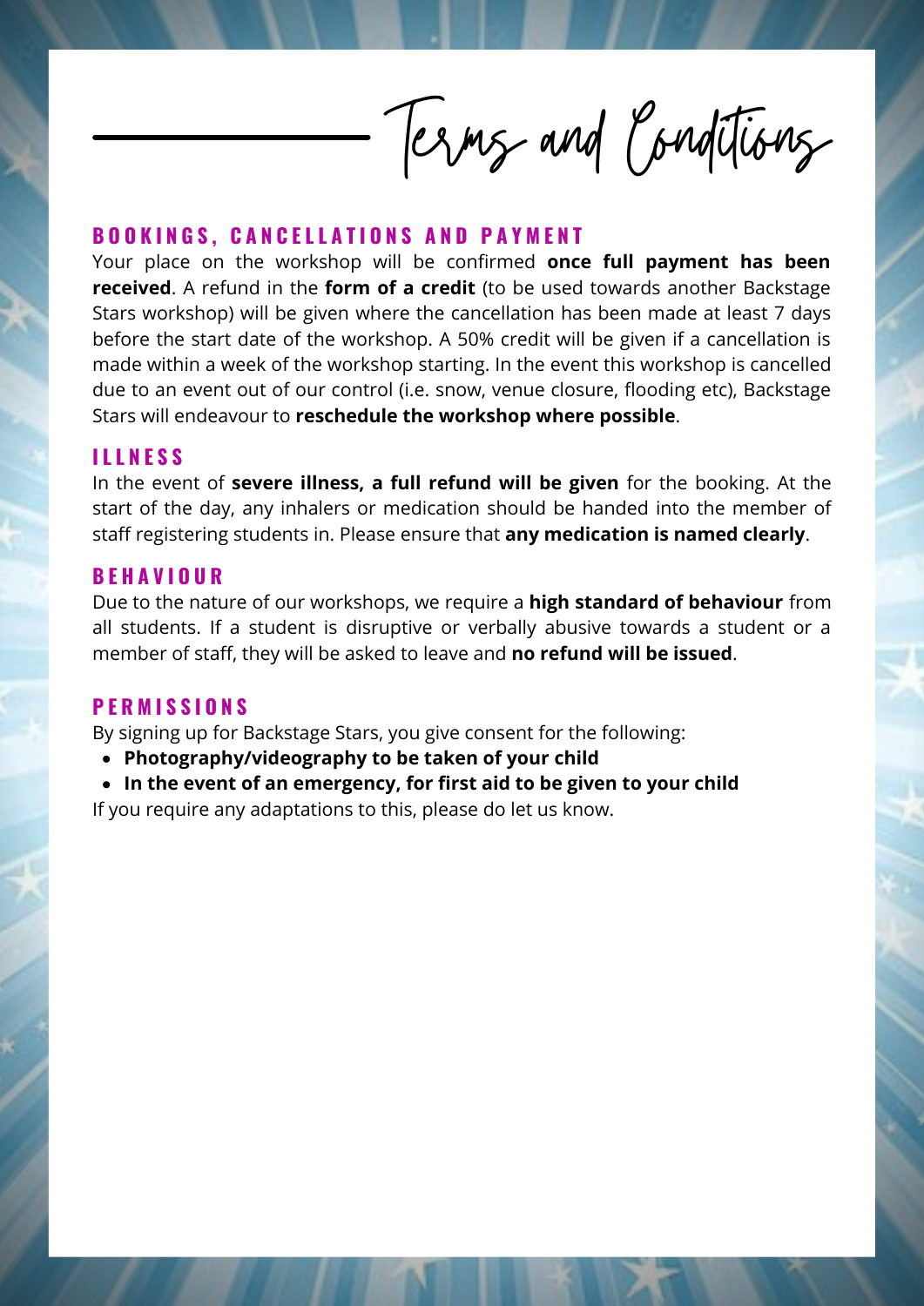# Terms and Conditions

## BOOKINGS, CANCELLATIONS AND PAYMENT

Your place on the workshop will be confirmed **once full payment has been received**. A refund in the **form of a credit** (to be used towards another Backstage Stars workshop) will be given where the cancellation has been made at least 7 days before the start date of the workshop. A 50% credit will be given if a cancellation is made within a week of the workshop starting. In the event this workshop is cancelled due to an event out of our control (i.e. snow, venue closure, flooding etc), Backstage Stars will endeavour to **reschedule the workshop where possible**.

## ILLNESS

In the event of **severe illness, a full refund will be given** for the booking. At the start of the day, any inhalers or medication should be handed into the member of staff registering students in. Please ensure that **any medication is named clearly**.

## BEHAVIOUR

Due to the nature of our workshops, we require a **high standard of behaviour** from all students. If a student is disruptive or verbally abusive towards a student or a member of staff, they will be asked to leave and **no refund will be issued**.

## PERMISSIONS

By signing up for Backstage Stars, you give consent for the following:

- **Photography/videography to be taken of your child**
- **In the event of an emergency, for first aid to be given to your child**

If you require any adaptations to this, please do let us know.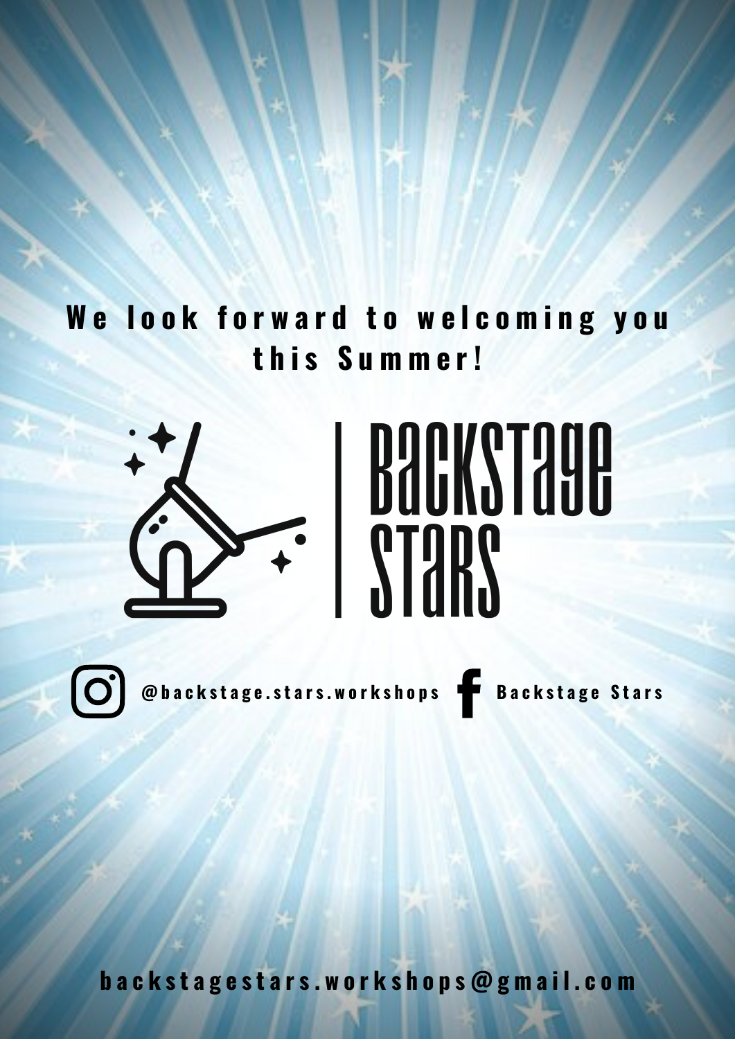**We look forward to welcoming you this Summer!**

# Backstage Stars

@backstage.stars.workshops

Backstage Stars

backstagestars.workshops@gmail.com